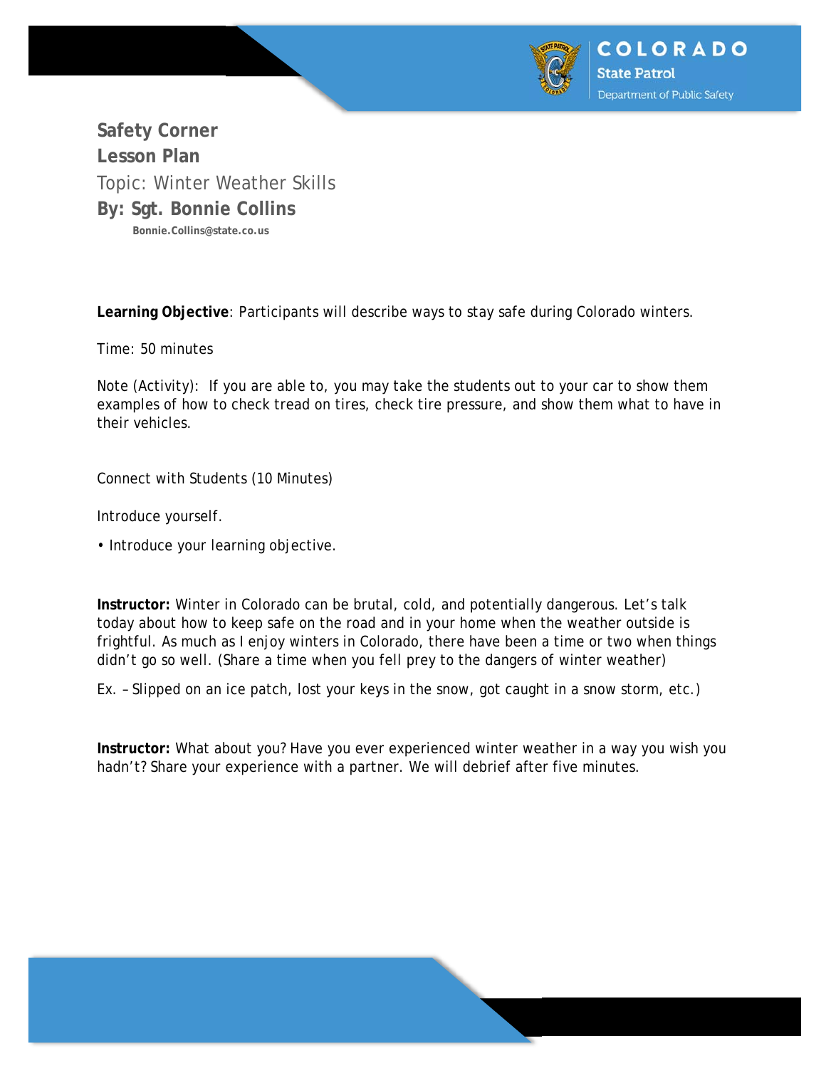**Safety Corner**

**Lesson Plan**

Topic: Winter Weather Skills

**By: Sgt. Bonnie Collins**

**Bonnie.Collins@state.co.us**

**Learning Objective**: Participants will describe ways to stay safe during Colorado winters.

Time: 50 minutes

Note (Activity): If you are able to, you may take the students out to your car to show them examples of how to check tread on tires, check tire pressure, and show them what to have in their vehicles.

Connect with Students (10 Minutes)

Introduce yourself.

- Introduce your learning objective.

**Instructor:** Winter in Colorado can be brutal, cold, and potentially dangerous. Let's talk today about how to keep safe on the road and in your home when the weather outside is frightful. As much as I enjoy winters in Colorado, there have been a time or two when things didn't go so well. (Share a time when you fell prey to the dangers of winter weather)

Ex. – Slipped on an ice patch, lost your keys in the snow, got caught in a snow storm, etc.)

**Instructor:** What about you? Have you ever experienced winter weather in a way you wish you hadn't? Share your experience with a partner. We will debrief after five minutes.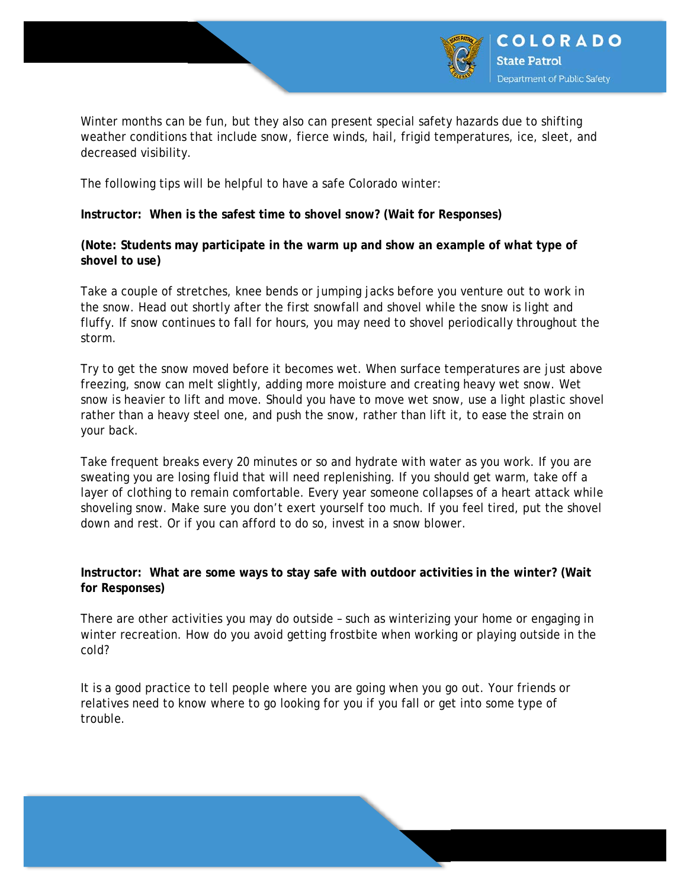Winter months can be fun, but they also can present special safety hazards due to shifting weather conditions that include snow, fierce winds, hail, frigid temperatures, ice, sleet, and decreased visibility.

The following tips will be helpful to have a safe Colorado winter:

**Instructor: When is the safest time to shovel snow? (Wait for Responses)**

**(Note: Students may participate in the warm up and show an example of what type of shovel to use)**

Take a couple of stretches, knee bends or jumping jacks before you venture out to work in the snow. Head out shortly after the first snowfall and shovel while the snow is light and fluffy. If snow continues to fall for hours, you may need to shovel periodically throughout the storm.

Try to get the snow moved before it becomes wet. When surface temperatures are just above freezing, snow can melt slightly, adding more moisture and creating heavy wet snow. Wet snow is heavier to lift and move. Should you have to move wet snow, use a light plastic shovel rather than a heavy steel one, and push the snow, rather than lift it, to ease the strain on your back.

Take frequent breaks every 20 minutes or so and hydrate with water as you work. If you are sweating you are losing fluid that will need replenishing. If you should get warm, take off a layer of clothing to remain comfortable. Every year someone collapses of a heart attack while shoveling snow. Make sure you don't exert yourself too much. If you feel tired, put the shovel down and rest. Or if you can afford to do so, invest in a snow blower.

**Instructor: What are some ways to stay safe with outdoor activities in the winter? (Wait for Responses)**

There are other activities you may do outside – such as winterizing your home or engaging in winter recreation. How do you avoid getting frostbite when working or playing outside in the cold?

It is a good practice to tell people where you are going when you go out. Your friends or relatives need to know where to go looking for you if you fall or get into some type of trouble.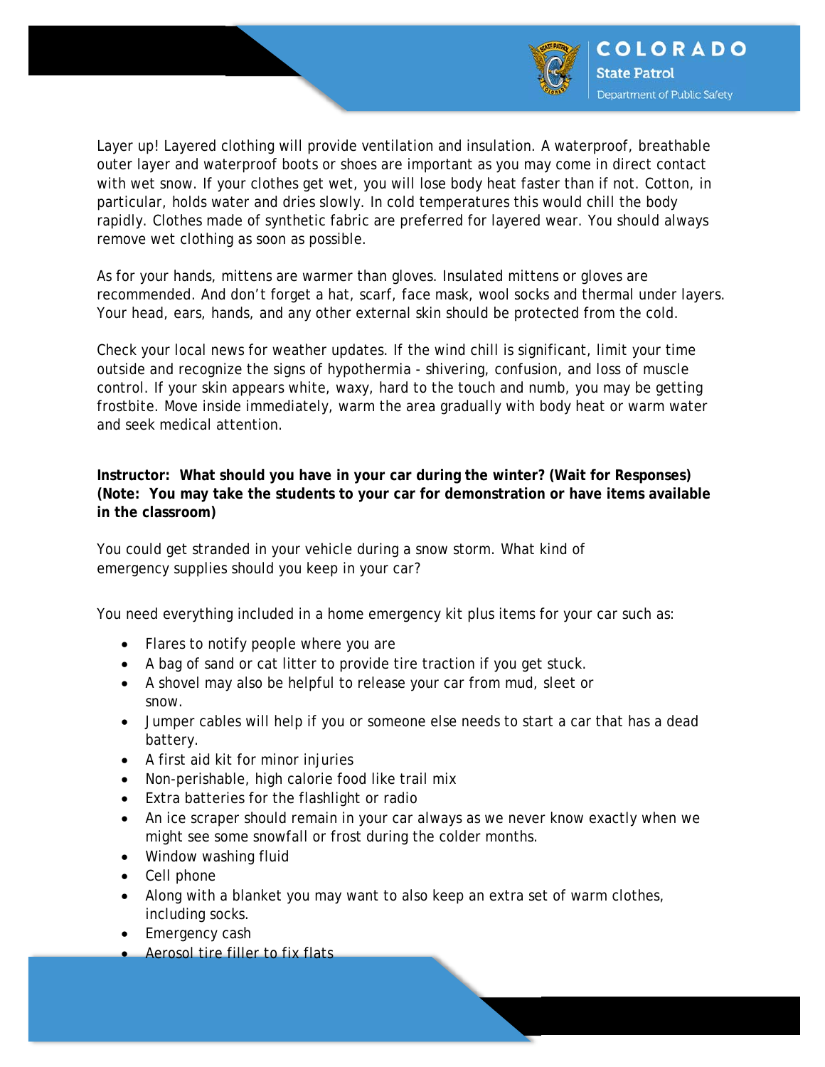Layer up! Layered clothing will provide ventilation and insulation. A waterproof, breathable outer layer and waterproof boots or shoes are important as you may come in direct contact with wet snow. If your clothes get wet, you will lose body heat faster than if not. Cotton, in particular, holds water and dries slowly. In cold temperatures this would chill the body rapidly. Clothes made of synthetic fabric are preferred for layered wear. You should always remove wet clothing as soon as possible.

As for your hands, mittens are warmer than gloves. Insulated mittens or gloves are recommended. And don't forget a hat, scarf, face mask, wool socks and thermal under layers. Your head, ears, hands, and any other external skin should be protected from the cold.

Check your local news for weather updates. If the wind chill is significant, limit your time outside and recognize the signs of hypothermia - shivering, confusion, and loss of muscle control. If your skin appears white, waxy, hard to the touch and numb, you may be getting frostbite. Move inside immediately, warm the area gradually with body heat or warm water and seek medical attention.

**Instructor: What should you have in your car during the winter? (Wait for Responses) (Note: You may take the students to your car for demonstration or have items available in the classroom)**

You could get stranded in your vehicle during a snow storm. What kind of emergency supplies should you keep in your car?

You need everything included in a home emergency kit plus items for your car such as:

- Flares to notify people where you are
- A bag of sand or cat litter to provide tire traction if you get stuck.
- A shovel may also be helpful to release your car from mud, sleet or snow.
- Jumper cables will help if you or someone else needs to start a car that has a dead battery.
- A first aid kit for minor injuries
- Non-perishable, high calorie food like trail mix
- Extra batteries for the flashlight or radio
- An ice scraper should remain in your car always as we never know exactly when we might see some snowfall or frost during the colder months.
- Window washing fluid
- Cell phone
- Along with a blanket you may want to also keep an extra set of warm clothes, including socks.
- Emergency cash
- Aerosol tire filler to fix flats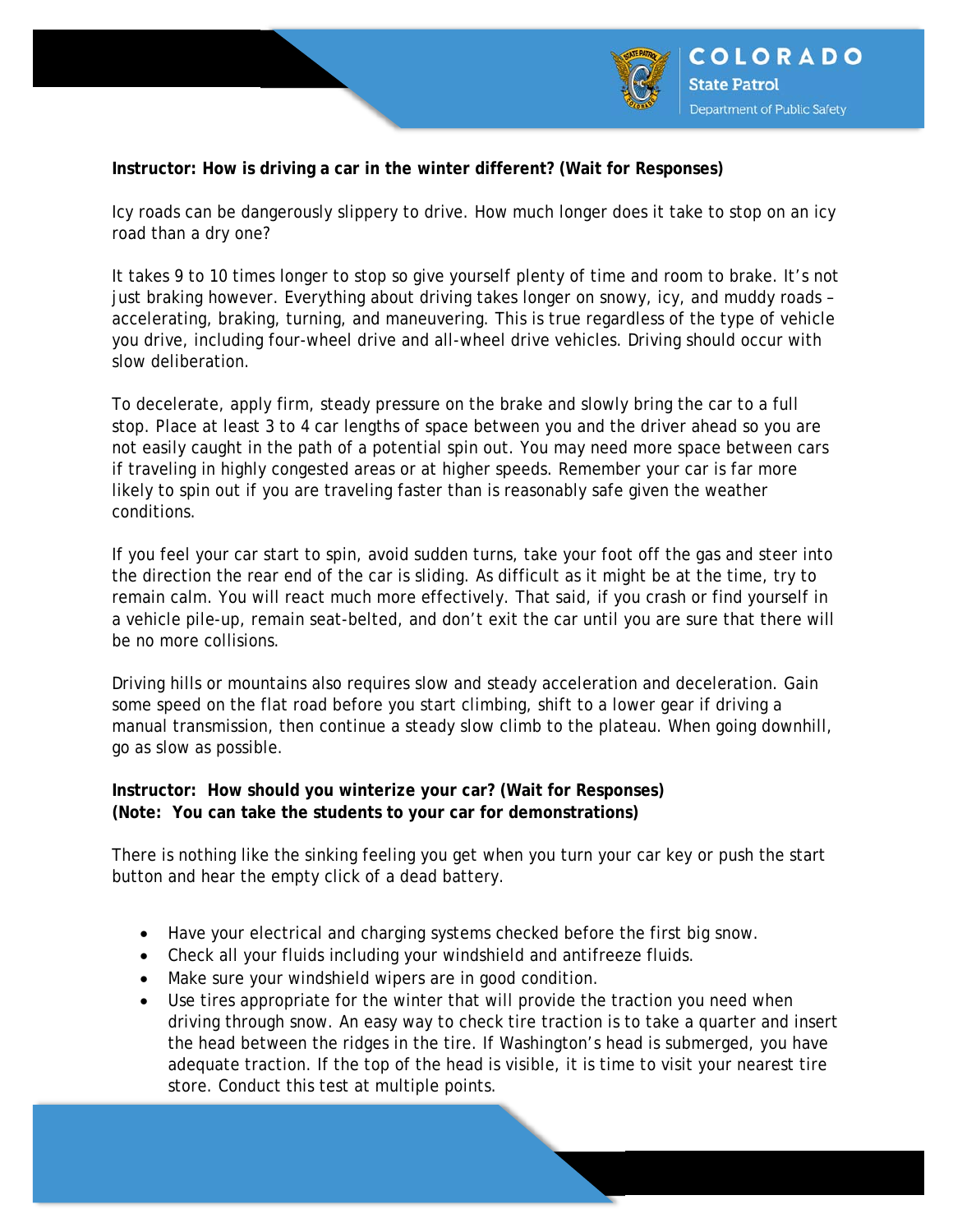**Instructor: How is driving a car in the winter different? (Wait for Responses)**

Icy roads can be dangerously slippery to drive. How much longer does it take to stop on an icy road than a dry one?

It takes 9 to 10 times longer to stop so give yourself plenty of time and room to brake. It's not just braking however. Everything about driving takes longer on snowy, icy, and muddy roads – accelerating, braking, turning, and maneuvering. This is true regardless of the type of vehicle you drive, including four-wheel drive and all-wheel drive vehicles. Driving should occur with slow deliberation.

To decelerate, apply firm, steady pressure on the brake and slowly bring the car to a full stop. Place at least 3 to 4 car lengths of space between you and the driver ahead so you are not easily caught in the path of a potential spin out. You may need more space between cars if traveling in highly congested areas or at higher speeds. Remember your car is far more likely to spin out if you are traveling faster than is reasonably safe given the weather conditions.

If you feel your car start to spin, avoid sudden turns, take your foot off the gas and steer into the direction the rear end of the car is sliding. As difficult as it might be at the time, try to remain calm. You will react much more effectively. That said, if you crash or find yourself in a vehicle pile-up, remain seat-belted, and don't exit the car until you are sure that there will be no more collisions.

Driving hills or mountains also requires slow and steady acceleration and deceleration. Gain some speed on the flat road before you start climbing, shift to a lower gear if driving a manual transmission, then continue a steady slow climb to the plateau. When going downhill, go as slow as possible.

**Instructor: How should you winterize your car? (Wait for Responses)**
**(Note: You can take the students to your car for demonstrations)**

There is nothing like the sinking feeling you get when you turn your car key or push the start button and hear the empty click of a dead battery.

- Have your electrical and charging systems checked before the first big snow.
- Check all your fluids including your windshield and antifreeze fluids.
- Make sure your windshield wipers are in good condition.
- Use tires appropriate for the winter that will provide the traction you need when driving through snow. An easy way to check tire traction is to take a quarter and insert the head between the ridges in the tire. If Washington's head is submerged, you have adequate traction. If the top of the head is visible, it is time to visit your nearest tire store. Conduct this test at multiple points.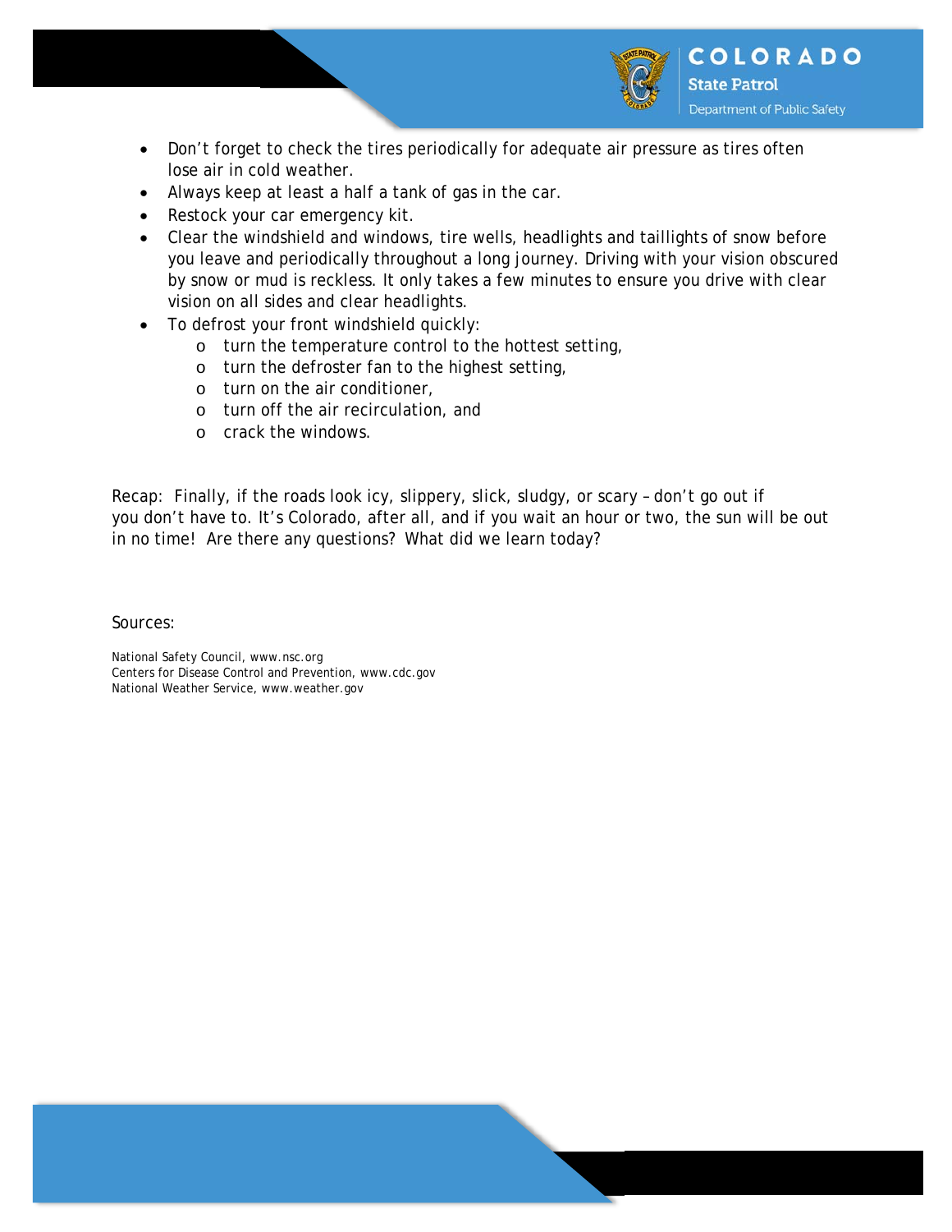- Don't forget to check the tires periodically for adequate air pressure as tires often lose air in cold weather.
- Always keep at least a half a tank of gas in the car.
- Restock your car emergency kit.
- Clear the windshield and windows, tire wells, headlights and taillights of snow before you leave and periodically throughout a long journey. Driving with your vision obscured by snow or mud is reckless. It only takes a few minutes to ensure you drive with clear vision on all sides and clear headlights.
- To defrost your front windshield quickly:
  - turn the temperature control to the hottest setting,
  - turn the defroster fan to the highest setting,
  - turn on the air conditioner,
  - turn off the air recirculation, and
  - crack the windows.

Recap: Finally, if the roads look icy, slippery, slick, sludgy, or scary – don't go out if you don't have to. It's Colorado, after all, and if you wait an hour or two, the sun will be out in no time! Are there any questions? What did we learn today?

Sources:

National Safety Council, www.nsc.org
Centers for Disease Control and Prevention, www.cdc.gov
National Weather Service, www.weather.gov